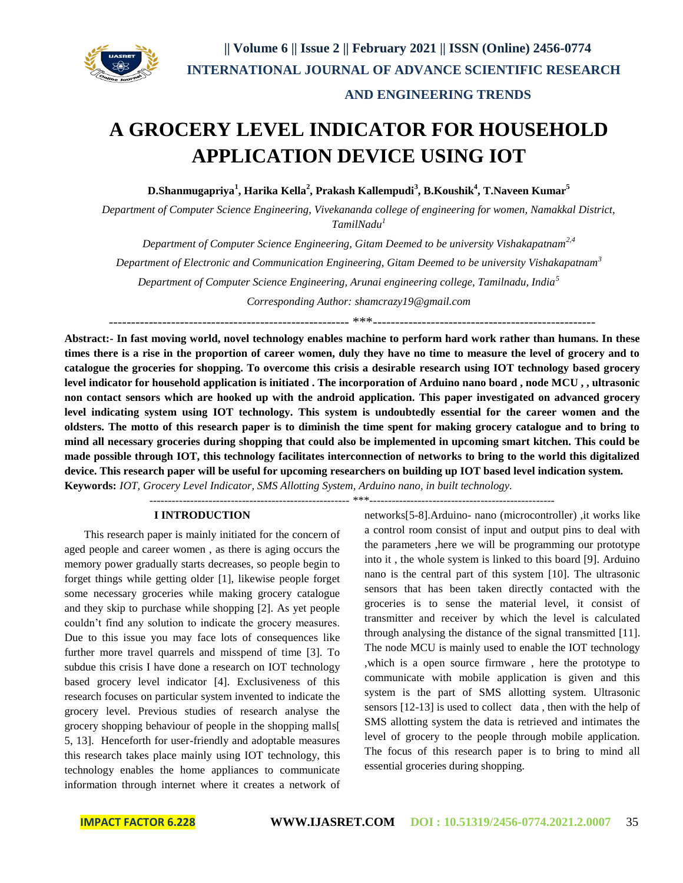# A GROCERY LEVEL INDICATOR FOR HOUSEHOLD APPLICATION DEVICE USING IOT

**D.Shanmugapriya[1], Harika Kella[2], Prakash Kallempudi[3], B.Koushik[4], T.Naveen Kumar[5]**

*Department of Computer Science Engineering, Vivekananda college of engineering for women, Namakkal District, TamilNadu[1]*

*Department of Computer Science Engineering, Gitam Deemed to be university Vishakapatnam[2,4]*

*Department of Electronic and Communication Engineering, Gitam Deemed to be university Vishakapatnam[3]*

*Department of Computer Science Engineering, Arunai engineering college, Tamilnadu, India[5]*

*Corresponding Author: shamcrazy19@gmail.com*

---

**Abstract:- In fast moving world, novel technology enables machine to perform hard work rather than humans. In these times there is a rise in the proportion of career women, duly they have no time to measure the level of grocery and to catalogue the groceries for shopping. To overcome this crisis a desirable research using IOT technology based grocery level indicator for household application is initiated . The incorporation of Arduino nano board , node MCU , , ultrasonic non contact sensors which are hooked up with the android application. This paper investigated on advanced grocery level indicating system using IOT technology. This system is undoubtedly essential for the career women and the oldsters. The motto of this research paper is to diminish the time spent for making grocery catalogue and to bring to mind all necessary groceries during shopping that could also be implemented in upcoming smart kitchen. This could be made possible through IOT, this technology facilitates interconnection of networks to bring to the world this digitalized device. This research paper will be useful for upcoming researchers on building up IOT based level indication system.**

**Keywords:** *IOT, Grocery Level Indicator, SMS Allotting System, Arduino nano, in built technology.*

---

## I INTRODUCTION

This research paper is mainly initiated for the concern of aged people and career women , as there is aging occurs the memory power gradually starts decreases, so people begin to forget things while getting older [1], likewise people forget some necessary groceries while making grocery catalogue and they skip to purchase while shopping [2]. As yet people couldn't find any solution to indicate the grocery measures. Due to this issue you may face lots of consequences like further more travel quarrels and misspend of time [3]. To subdue this crisis I have done a research on IOT technology based grocery level indicator [4]. Exclusiveness of this research focuses on particular system invented to indicate the grocery level. Previous studies of research analyse the grocery shopping behaviour of people in the shopping malls[ 5, 13]. Henceforth for user-friendly and adoptable measures this research takes place mainly using IOT technology, this technology enables the home appliances to communicate information through internet where it creates a network of networks[5-8].Arduino- nano (microcontroller) ,it works like a control room consist of input and output pins to deal with the parameters ,here we will be programming our prototype into it , the whole system is linked to this board [9]. Arduino nano is the central part of this system [10]. The ultrasonic sensors that has been taken directly contacted with the groceries is to sense the material level, it consist of transmitter and receiver by which the level is calculated through analysing the distance of the signal transmitted [11]. The node MCU is mainly used to enable the IOT technology ,which is a open source firmware , here the prototype to communicate with mobile application is given and this system is the part of SMS allotting system. Ultrasonic sensors [12-13] is used to collect data , then with the help of SMS allotting system the data is retrieved and intimates the level of grocery to the people through mobile application. The focus of this research paper is to bring to mind all essential groceries during shopping.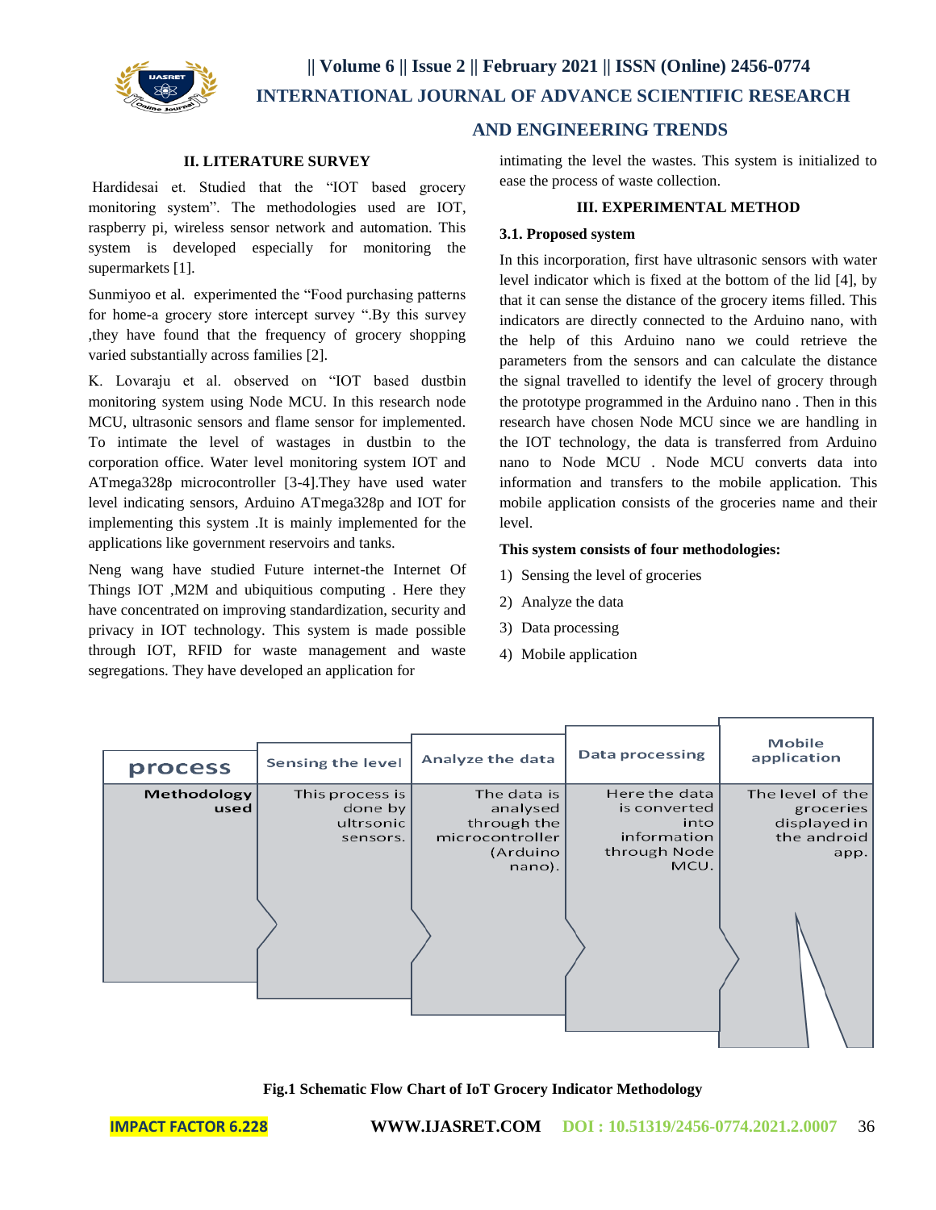## II. LITERATURE SURVEY

Hardidesai et. Studied that the "IOT based grocery monitoring system". The methodologies used are IOT, raspberry pi, wireless sensor network and automation. This system is developed especially for monitoring the supermarkets [1].

Sunmiyoo et al. experimented the "Food purchasing patterns for home-a grocery store intercept survey ".By this survey ,they have found that the frequency of grocery shopping varied substantially across families [2].

K. Lovaraju et al. observed on "IOT based dustbin monitoring system using Node MCU. In this research node MCU, ultrasonic sensors and flame sensor for implemented. To intimate the level of wastages in dustbin to the corporation office. Water level monitoring system IOT and ATmega328p microcontroller [3-4].They have used water level indicating sensors, Arduino ATmega328p and IOT for implementing this system .It is mainly implemented for the applications like government reservoirs and tanks.

Neng wang have studied Future internet-the Internet Of Things IOT ,M2M and ubiquitious computing . Here they have concentrated on improving standardization, security and privacy in IOT technology. This system is made possible through IOT, RFID for waste management and waste segregations. They have developed an application for intimating the level the wastes. This system is initialized to ease the process of waste collection.

## III. EXPERIMENTAL METHOD

### 3.1. Proposed system

In this incorporation, first have ultrasonic sensors with water level indicator which is fixed at the bottom of the lid [4], by that it can sense the distance of the grocery items filled. This indicators are directly connected to the Arduino nano, with the help of this Arduino nano we could retrieve the parameters from the sensors and can calculate the distance the signal travelled to identify the level of grocery through the prototype programmed in the Arduino nano . Then in this research have chosen Node MCU since we are handling in the IOT technology, the data is transferred from Arduino nano to Node MCU . Node MCU converts data into information and transfers to the mobile application. This mobile application consists of the groceries name and their level.

**This system consists of four methodologies:**

1) Sensing the level of groceries
2) Analyze the data
3) Data processing
4) Mobile application

| process | Sensing the level | Analyze the data | Data processing | Mobile application |
|---|---|---|---|---|
| Methodology used | This process is done by ultrsonic sensors. | The data is analysed through the microcontroller (Arduino nano). | Here the data is converted into information through Node MCU. | The level of the groceries displayed in the android app. |

**Fig.1 Schematic Flow Chart of IoT Grocery Indicator Methodology**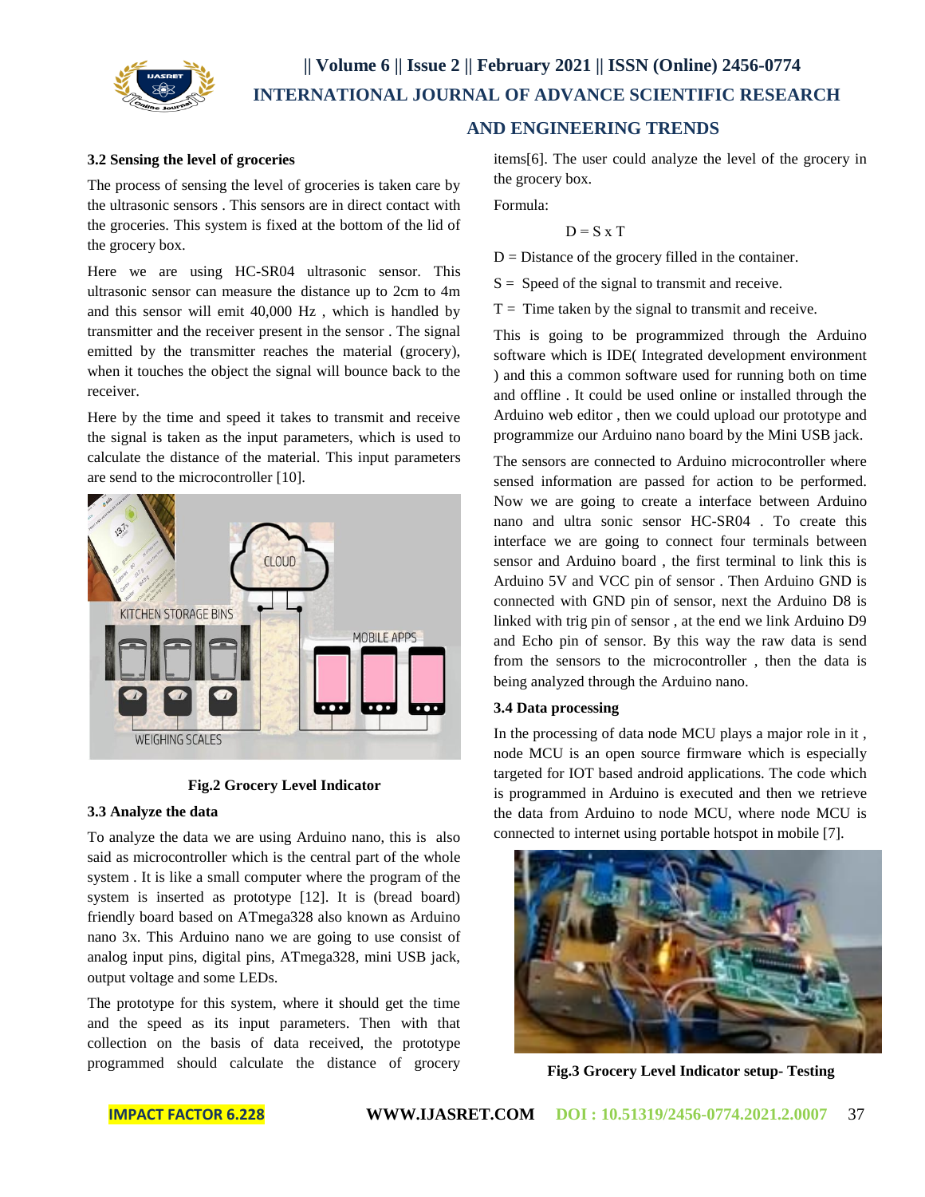### 3.2 Sensing the level of groceries

The process of sensing the level of groceries is taken care by the ultrasonic sensors . This sensors are in direct contact with the groceries. This system is fixed at the bottom of the lid of the grocery box.

Here we are using HC-SR04 ultrasonic sensor. This ultrasonic sensor can measure the distance up to 2cm to 4m and this sensor will emit 40,000 Hz , which is handled by transmitter and the receiver present in the sensor . The signal emitted by the transmitter reaches the material (grocery), when it touches the object the signal will bounce back to the receiver.

Here by the time and speed it takes to transmit and receive the signal is taken as the input parameters, which is used to calculate the distance of the material. This input parameters are send to the microcontroller [10].

**Fig.2 Grocery Level Indicator**

### 3.3 Analyze the data

To analyze the data we are using Arduino nano, this is also said as microcontroller which is the central part of the whole system . It is like a small computer where the program of the system is inserted as prototype [12]. It is (bread board) friendly board based on ATmega328 also known as Arduino nano 3x. This Arduino nano we are going to use consist of analog input pins, digital pins, ATmega328, mini USB jack, output voltage and some LEDs.

The prototype for this system, where it should get the time and the speed as its input parameters. Then with that collection on the basis of data received, the prototype programmed should calculate the distance of grocery items[6]. The user could analyze the level of the grocery in the grocery box.

Formula:

$$D = S \times T$$

D = Distance of the grocery filled in the container.

S = Speed of the signal to transmit and receive.

T = Time taken by the signal to transmit and receive.

This is going to be programmized through the Arduino software which is IDE( Integrated development environment ) and this a common software used for running both on time and offline . It could be used online or installed through the Arduino web editor , then we could upload our prototype and programmize our Arduino nano board by the Mini USB jack.

The sensors are connected to Arduino microcontroller where sensed information are passed for action to be performed. Now we are going to create a interface between Arduino nano and ultra sonic sensor HC-SR04 . To create this interface we are going to connect four terminals between sensor and Arduino board , the first terminal to link this is Arduino 5V and VCC pin of sensor . Then Arduino GND is connected with GND pin of sensor, next the Arduino D8 is linked with trig pin of sensor , at the end we link Arduino D9 and Echo pin of sensor. By this way the raw data is send from the sensors to the microcontroller , then the data is being analyzed through the Arduino nano.

### 3.4 Data processing

In the processing of data node MCU plays a major role in it , node MCU is an open source firmware which is especially targeted for IOT based android applications. The code which is programmed in Arduino is executed and then we retrieve the data from Arduino to node MCU, where node MCU is connected to internet using portable hotspot in mobile [7].

**Fig.3 Grocery Level Indicator setup- Testing**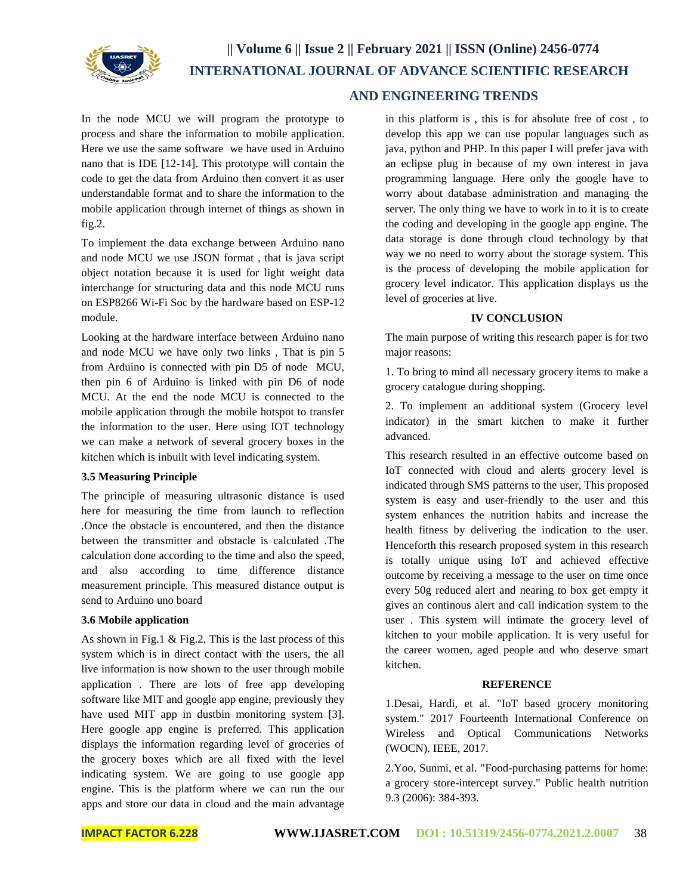In the node MCU we will program the prototype to process and share the information to mobile application. Here we use the same software we have used in Arduino nano that is IDE [12-14]. This prototype will contain the code to get the data from Arduino then convert it as user understandable format and to share the information to the mobile application through internet of things as shown in fig.2.

To implement the data exchange between Arduino nano and node MCU we use JSON format , that is java script object notation because it is used for light weight data interchange for structuring data and this node MCU runs on ESP8266 Wi-Fi Soc by the hardware based on ESP-12 module.

Looking at the hardware interface between Arduino nano and node MCU we have only two links , That is pin 5 from Arduino is connected with pin D5 of node MCU, then pin 6 of Arduino is linked with pin D6 of node MCU. At the end the node MCU is connected to the mobile application through the mobile hotspot to transfer the information to the user. Here using IOT technology we can make a network of several grocery boxes in the kitchen which is inbuilt with level indicating system.

### 3.5 Measuring Principle

The principle of measuring ultrasonic distance is used here for measuring the time from launch to reflection .Once the obstacle is encountered, and then the distance between the transmitter and obstacle is calculated .The calculation done according to the time and also the speed, and also according to time difference distance measurement principle. This measured distance output is send to Arduino uno board

### 3.6 Mobile application

As shown in Fig.1 & Fig.2, This is the last process of this system which is in direct contact with the users, the all live information is now shown to the user through mobile application . There are lots of free app developing software like MIT and google app engine, previously they have used MIT app in dustbin monitoring system [3]. Here google app engine is preferred. This application displays the information regarding level of groceries of the grocery boxes which are all fixed with the level indicating system. We are going to use google app engine. This is the platform where we can run the our apps and store our data in cloud and the main advantage in this platform is , this is for absolute free of cost , to develop this app we can use popular languages such as java, python and PHP. In this paper I will prefer java with an eclipse plug in because of my own interest in java programming language. Here only the google have to worry about database administration and managing the server. The only thing we have to work in to it is to create the coding and developing in the google app engine. The data storage is done through cloud technology by that way we no need to worry about the storage system. This is the process of developing the mobile application for grocery level indicator. This application displays us the level of groceries at live.

## IV CONCLUSION

The main purpose of writing this research paper is for two major reasons:

1. To bring to mind all necessary grocery items to make a grocery catalogue during shopping.

2. To implement an additional system (Grocery level indicator) in the smart kitchen to make it further advanced.

This research resulted in an effective outcome based on IoT connected with cloud and alerts grocery level is indicated through SMS patterns to the user, This proposed system is easy and user-friendly to the user and this system enhances the nutrition habits and increase the health fitness by delivering the indication to the user. Henceforth this research proposed system in this research is totally unique using IoT and achieved effective outcome by receiving a message to the user on time once every 50g reduced alert and nearing to box get empty it gives an continous alert and call indication system to the user . This system will intimate the grocery level of kitchen to your mobile application. It is very useful for the career women, aged people and who deserve smart kitchen.

## REFERENCE

1.Desai, Hardi, et al. "IoT based grocery monitoring system." 2017 Fourteenth International Conference on Wireless and Optical Communications Networks (WOCN). IEEE, 2017.

2.Yoo, Sunmi, et al. "Food-purchasing patterns for home: a grocery store-intercept survey." Public health nutrition 9.3 (2006): 384-393.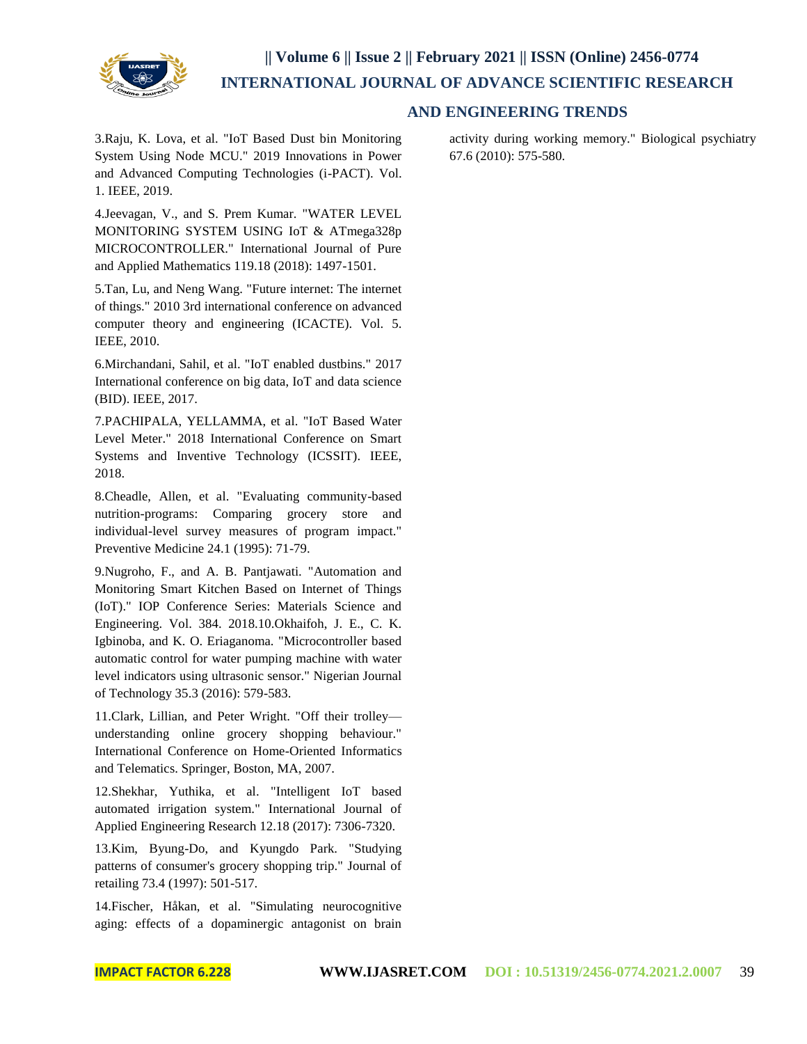3.Raju, K. Lova, et al. "IoT Based Dust bin Monitoring System Using Node MCU." 2019 Innovations in Power and Advanced Computing Technologies (i-PACT). Vol. 1. IEEE, 2019.

4.Jeevagan, V., and S. Prem Kumar. "WATER LEVEL MONITORING SYSTEM USING IoT & ATmega328p MICROCONTROLLER." International Journal of Pure and Applied Mathematics 119.18 (2018): 1497-1501.

5.Tan, Lu, and Neng Wang. "Future internet: The internet of things." 2010 3rd international conference on advanced computer theory and engineering (ICACTE). Vol. 5. IEEE, 2010.

6.Mirchandani, Sahil, et al. "IoT enabled dustbins." 2017 International conference on big data, IoT and data science (BID). IEEE, 2017.

7.PACHIPALA, YELLAMMA, et al. "IoT Based Water Level Meter." 2018 International Conference on Smart Systems and Inventive Technology (ICSSIT). IEEE, 2018.

8.Cheadle, Allen, et al. "Evaluating community-based nutrition-programs: Comparing grocery store and individual-level survey measures of program impact." Preventive Medicine 24.1 (1995): 71-79.

9.Nugroho, F., and A. B. Pantjawati. "Automation and Monitoring Smart Kitchen Based on Internet of Things (IoT)." IOP Conference Series: Materials Science and Engineering. Vol. 384. 2018.10.Okhaifoh, J. E., C. K. Igbinoba, and K. O. Eriaganoma. "Microcontroller based automatic control for water pumping machine with water level indicators using ultrasonic sensor." Nigerian Journal of Technology 35.3 (2016): 579-583.

11.Clark, Lillian, and Peter Wright. "Off their trolley—understanding online grocery shopping behaviour." International Conference on Home-Oriented Informatics and Telematics. Springer, Boston, MA, 2007.

12.Shekhar, Yuthika, et al. "Intelligent IoT based automated irrigation system." International Journal of Applied Engineering Research 12.18 (2017): 7306-7320.

13.Kim, Byung-Do, and Kyungdo Park. "Studying patterns of consumer's grocery shopping trip." Journal of retailing 73.4 (1997): 501-517.

14.Fischer, Håkan, et al. "Simulating neurocognitive aging: effects of a dopaminergic antagonist on brain activity during working memory." Biological psychiatry 67.6 (2010): 575-580.